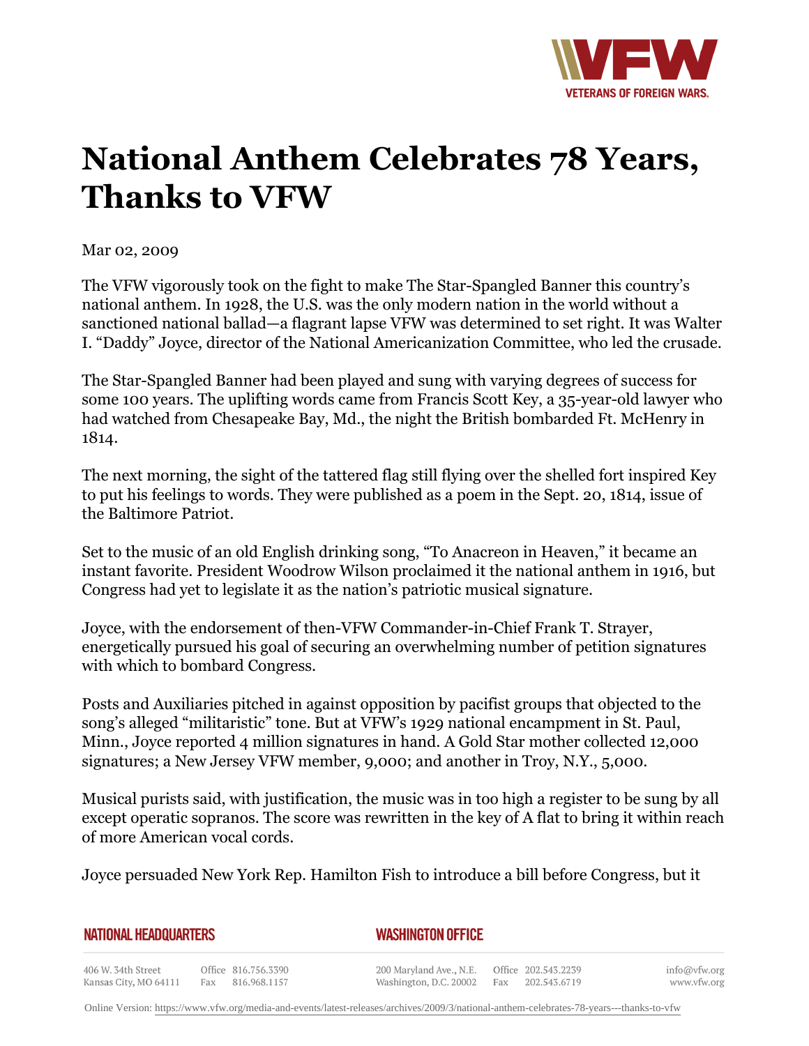# National Anthem Celebrates 78 Years, Thanks to VFW

Mar 02, 2009

The VFW vigorously took on the fight to make The Star-Spangled Banner this country's national anthem. In 1928, the U.S. was the only modern nation in the world without a sanctioned national ballad—a flagrant lapse VFW was determined to set right. It was Walter I. "Daddy" Joyce, director of the National Americanization Committee, who led the crusade.

The Star-Spangled Banner had been played and sung with varying degrees of success for some 100 years. The uplifting words came from Francis Scott Key, a 35-year-old lawyer who had watched from Chesapeake Bay, Md., the night the British bombarded Ft. McHenry in 1814.

The next morning, the sight of the tattered flag still flying over the shelled fort inspired Key to put his feelings to words. They were published as a poem in the Sept. 20, 1814, issue of the Baltimore Patriot.

Set to the music of an old English drinking song, "To Anacreon in Heaven," it became an instant favorite. President Woodrow Wilson proclaimed it the national anthem in 1916, but Congress had yet to legislate it as the nation's patriotic musical signature.

Joyce, with the endorsement of then-VFW Commander-in-Chief Frank T. Strayer, energetically pursued his goal of securing an overwhelming number of petition signatures with which to bombard Congress.

Posts and Auxiliaries pitched in against opposition by pacifist groups that objected to the song's alleged "militaristic" tone. But at VFW's 1929 national encampment in St. Paul, Minn., Joyce reported 4 million signatures in hand. A Gold Star mother collected 12,000 signatures; a New Jersey VFW member, 9,000; and another in Troy, N.Y., 5,000.

Musical purists said, with justification, the music was in too high a register to be sung by all except operatic sopranos. The score was rewritten in the key of A flat to bring it within reach of more American vocal cords.

Joyce persuaded New York Rep. Hamilton Fish to introduce a bill before Congress, but it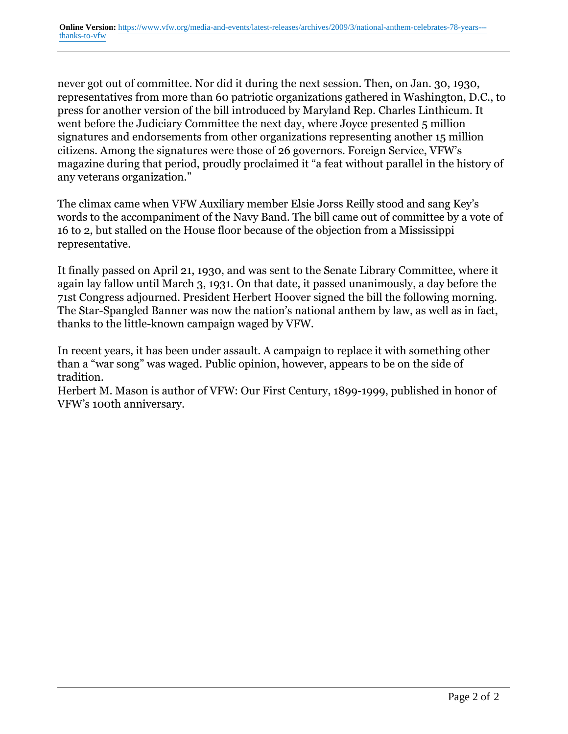never got out of committee. Nor did it during the next session. Then, on Jan. 30, 1930, representatives from more than 60 patriotic organizations gathered in Washington, D.C., to press for another version of the bill introduced by Maryland Rep. Charles Linthicum. It went before the Judiciary Committee the next day, where Joyce presented 5 million signatures and endorsements from other organizations representing another 15 million citizens. Among the signatures were those of 26 governors. Foreign Service, VFW's magazine during that period, proudly proclaimed it "a feat without parallel in the history of any veterans organization."

The climax came when VFW Auxiliary member Elsie Jorss Reilly stood and sang Key's words to the accompaniment of the Navy Band. The bill came out of committee by a vote of 16 to 2, but stalled on the House floor because of the objection from a Mississippi representative.

It finally passed on April 21, 1930, and was sent to the Senate Library Committee, where it again lay fallow until March 3, 1931. On that date, it passed unanimously, a day before the 71st Congress adjourned. President Herbert Hoover signed the bill the following morning. The Star-Spangled Banner was now the nation's national anthem by law, as well as in fact, thanks to the little-known campaign waged by VFW.

In recent years, it has been under assault. A campaign to replace it with something other than a "war song" was waged. Public opinion, however, appears to be on the side of tradition.
Herbert M. Mason is author of VFW: Our First Century, 1899-1999, published in honor of VFW's 100th anniversary.